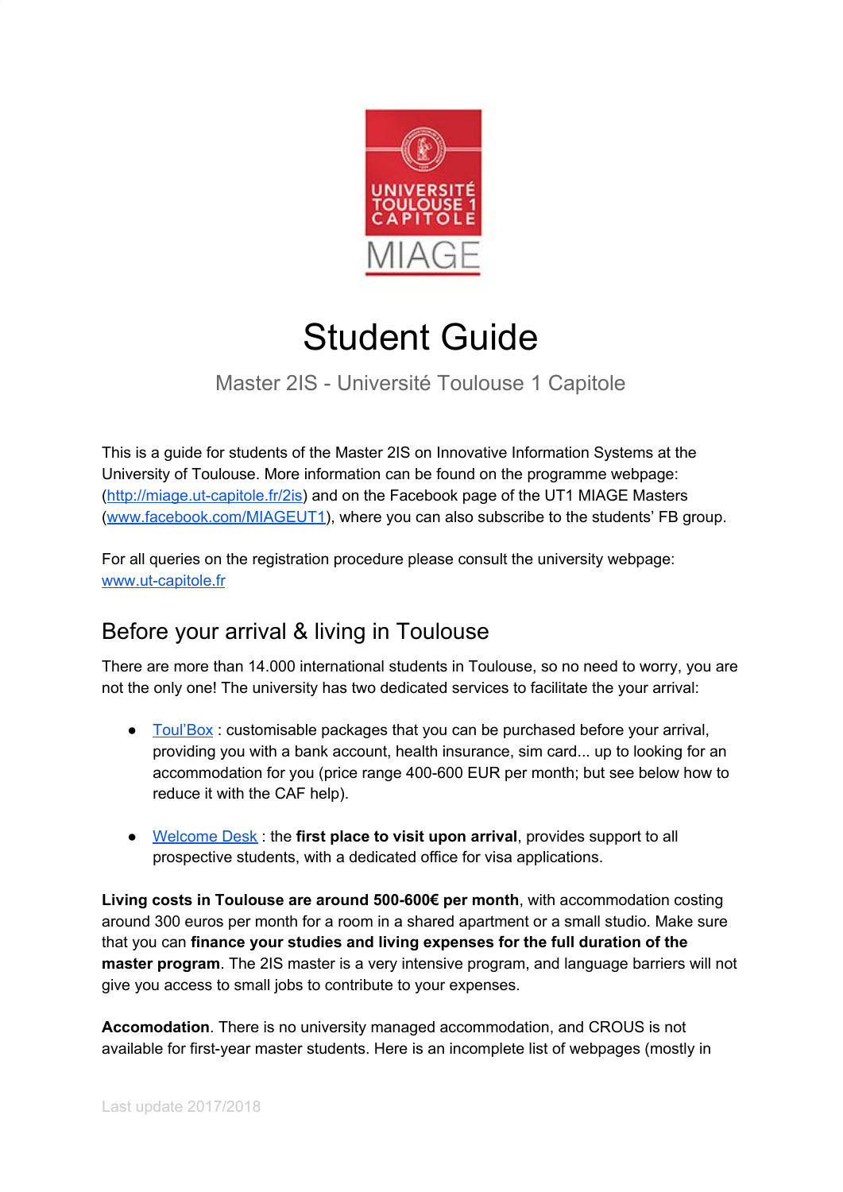# Student Guide

Master 2IS - Université Toulouse 1 Capitole

This is a guide for students of the Master 2IS on Innovative Information Systems at the University of Toulouse. More information can be found on the programme webpage: (http://miage.ut-capitole.fr/2is) and on the Facebook page of the UT1 MIAGE Masters (www.facebook.com/MIAGEUT1), where you can also subscribe to the students' FB group.

For all queries on the registration procedure please consult the university webpage: www.ut-capitole.fr

## Before your arrival & living in Toulouse

There are more than 14.000 international students in Toulouse, so no need to worry, you are not the only one! The university has two dedicated services to facilitate the your arrival:

- Toul'Box : customisable packages that you can be purchased before your arrival, providing you with a bank account, health insurance, sim card... up to looking for an accommodation for you (price range 400-600 EUR per month; but see below how to reduce it with the CAF help).
- Welcome Desk : the **first place to visit upon arrival**, provides support to all prospective students, with a dedicated office for visa applications.

**Living costs in Toulouse are around 500-600€ per month**, with accommodation costing around 300 euros per month for a room in a shared apartment or a small studio. Make sure that you can **finance your studies and living expenses for the full duration of the master program**. The 2IS master is a very intensive program, and language barriers will not give you access to small jobs to contribute to your expenses.

**Accomodation**. There is no university managed accommodation, and CROUS is not available for first-year master students. Here is an incomplete list of webpages (mostly in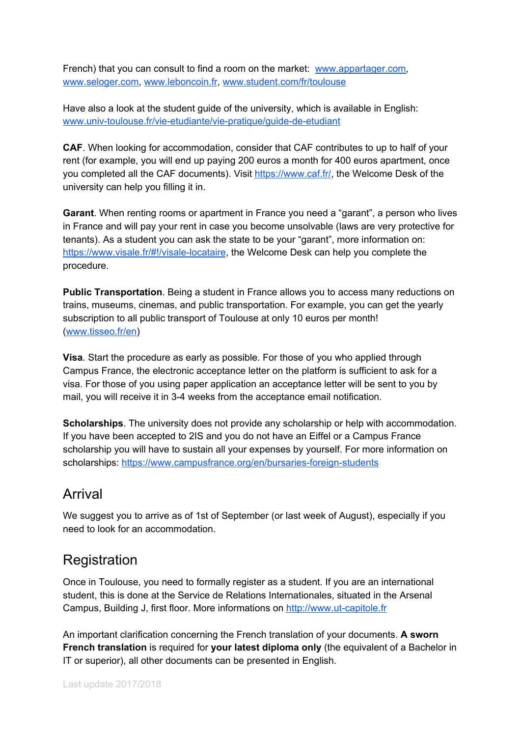French) that you can consult to find a room on the market: [www.appartager.com](http://www.appartager.com), [www.seloger.com](http://www.seloger.com), [www.leboncoin.fr](http://www.leboncoin.fr), [www.student.com/fr/toulouse](http://www.student.com/fr/toulouse)

Have also a look at the student guide of the university, which is available in English: [www.univ-toulouse.fr/vie-etudiante/vie-pratique/guide-de-etudiant](http://www.univ-toulouse.fr/vie-etudiante/vie-pratique/guide-de-etudiant)

**CAF**. When looking for accommodation, consider that CAF contributes to up to half of your rent (for example, you will end up paying 200 euros a month for 400 euros apartment, once you completed all the CAF documents). Visit [https://www.caf.fr/](https://www.caf.fr/), the Welcome Desk of the university can help you filling it in.

**Garant**. When renting rooms or apartment in France you need a "garant", a person who lives in France and will pay your rent in case you become unsolvable (laws are very protective for tenants). As a student you can ask the state to be your "garant", more information on: [https://www.visale.fr/#!/visale-locataire](https://www.visale.fr/#!/visale-locataire), the Welcome Desk can help you complete the procedure.

**Public Transportation**. Being a student in France allows you to access many reductions on trains, museums, cinemas, and public transportation. For example, you can get the yearly subscription to all public transport of Toulouse at only 10 euros per month! ([www.tisseo.fr/en](http://www.tisseo.fr/en))

**Visa**. Start the procedure as early as possible. For those of you who applied through Campus France, the electronic acceptance letter on the platform is sufficient to ask for a visa. For those of you using paper application an acceptance letter will be sent to you by mail, you will receive it in 3-4 weeks from the acceptance email notification.

**Scholarships**. The university does not provide any scholarship or help with accommodation. If you have been accepted to 2IS and you do not have an Eiffel or a Campus France scholarship you will have to sustain all your expenses by yourself. For more information on scholarships: [https://www.campusfrance.org/en/bursaries-foreign-students](https://www.campusfrance.org/en/bursaries-foreign-students)

## Arrival

We suggest you to arrive as of 1st of September (or last week of August), especially if you need to look for an accommodation.

## Registration

Once in Toulouse, you need to formally register as a student. If you are an international student, this is done at the Service de Relations Internationales, situated in the Arsenal Campus, Building J, first floor. More informations on [http://www.ut-capitole.fr](http://www.ut-capitole.fr)

An important clarification concerning the French translation of your documents. **A sworn French translation** is required for **your latest diploma only** (the equivalent of a Bachelor in IT or superior), all other documents can be presented in English.

Last update 2017/2018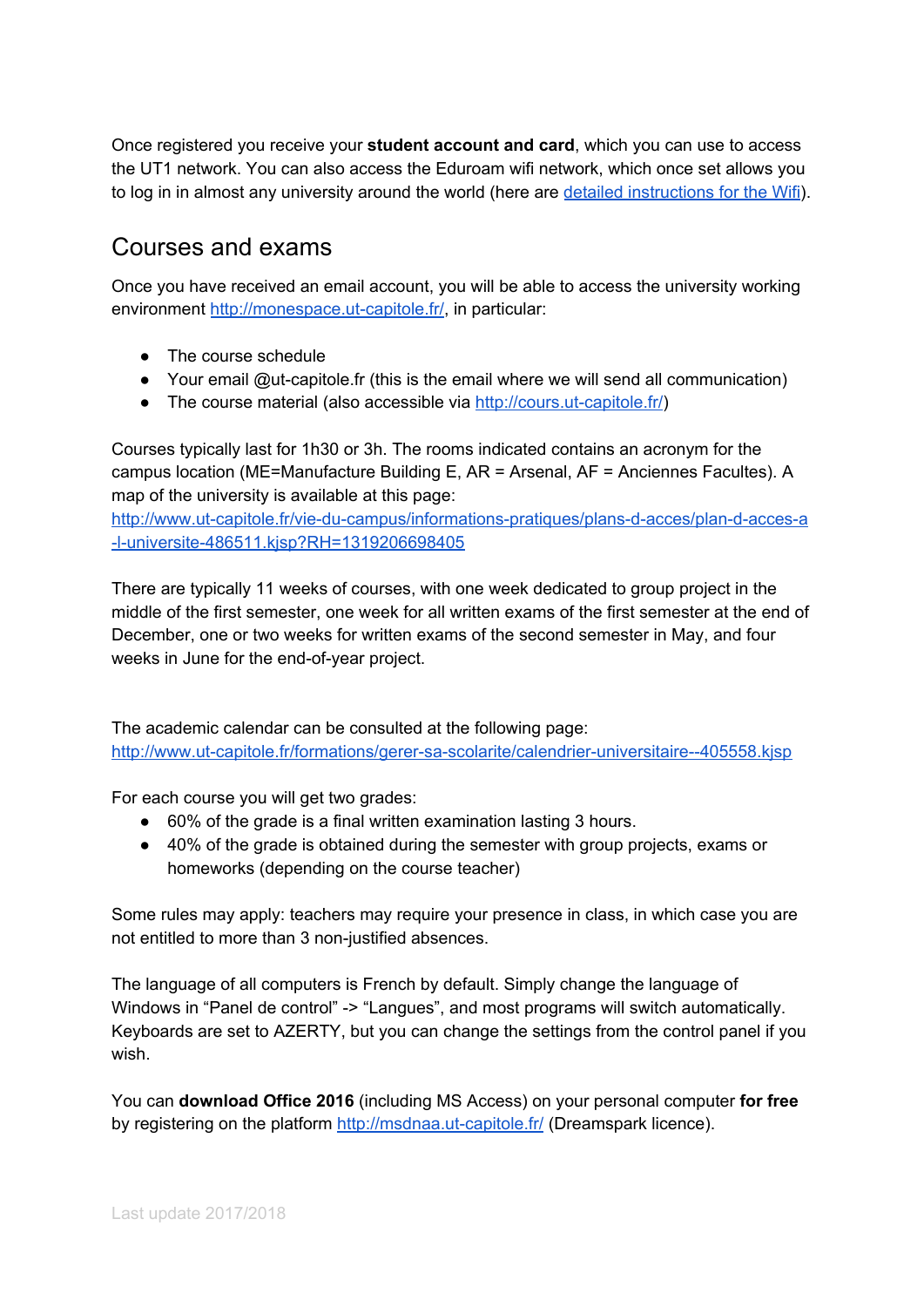Once registered you receive your **student account and card**, which you can use to access the UT1 network. You can also access the Eduroam wifi network, which once set allows you to log in in almost any university around the world (here are [detailed instructions for the Wifi]()).

## Courses and exams

Once you have received an email account, you will be able to access the university working environment [http://monespace.ut-capitole.fr/](http://monespace.ut-capitole.fr/), in particular:

- The course schedule
- Your email @ut-capitole.fr (this is the email where we will send all communication)
- The course material (also accessible via [http://cours.ut-capitole.fr/](http://cours.ut-capitole.fr/))

Courses typically last for 1h30 or 3h. The rooms indicated contains an acronym for the campus location (ME=Manufacture Building E, AR = Arsenal, AF = Anciennes Facultes). A map of the university is available at this page:
[http://www.ut-capitole.fr/vie-du-campus/informations-pratiques/plans-d-acces/plan-d-acces-a-l-universite-486511.kjsp?RH=1319206698405](http://www.ut-capitole.fr/vie-du-campus/informations-pratiques/plans-d-acces/plan-d-acces-a-l-universite-486511.kjsp?RH=1319206698405)

There are typically 11 weeks of courses, with one week dedicated to group project in the middle of the first semester, one week for all written exams of the first semester at the end of December, one or two weeks for written exams of the second semester in May, and four weeks in June for the end-of-year project.

The academic calendar can be consulted at the following page:
[http://www.ut-capitole.fr/formations/gerer-sa-scolarite/calendrier-universitaire--405558.kjsp](http://www.ut-capitole.fr/formations/gerer-sa-scolarite/calendrier-universitaire--405558.kjsp)

For each course you will get two grades:

- 60% of the grade is a final written examination lasting 3 hours.
- 40% of the grade is obtained during the semester with group projects, exams or homeworks (depending on the course teacher)

Some rules may apply: teachers may require your presence in class, in which case you are not entitled to more than 3 non-justified absences.

The language of all computers is French by default. Simply change the language of Windows in “Panel de control” -> “Langues”, and most programs will switch automatically. Keyboards are set to AZERTY, but you can change the settings from the control panel if you wish.

You can **download Office 2016** (including MS Access) on your personal computer **for free** by registering on the platform [http://msdnaa.ut-capitole.fr/](http://msdnaa.ut-capitole.fr/) (Dreamspark licence).

Last update 2017/2018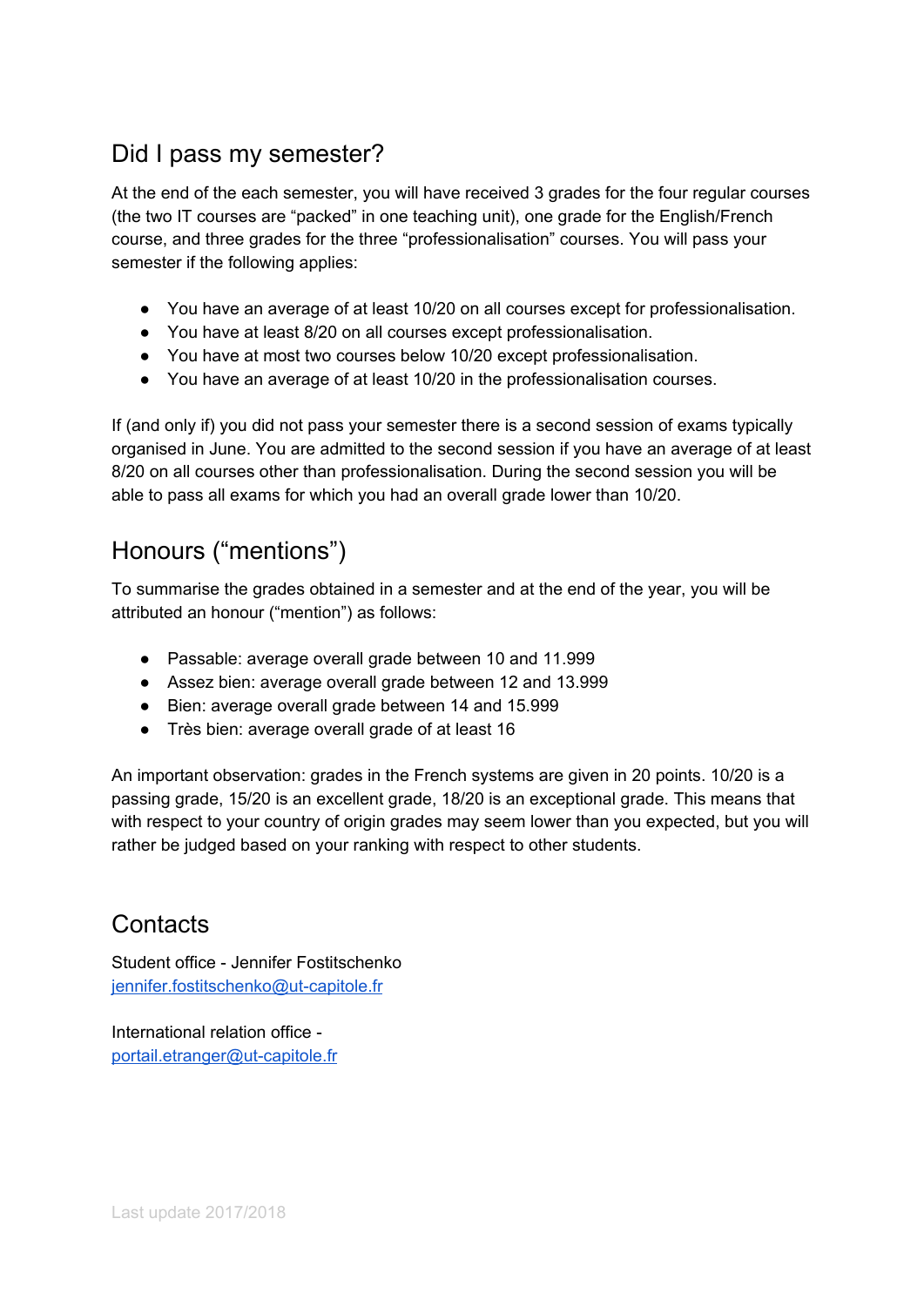## Did I pass my semester?

At the end of the each semester, you will have received 3 grades for the four regular courses (the two IT courses are "packed" in one teaching unit), one grade for the English/French course, and three grades for the three "professionalisation" courses. You will pass your semester if the following applies:

- You have an average of at least 10/20 on all courses except for professionalisation.
- You have at least 8/20 on all courses except professionalisation.
- You have at most two courses below 10/20 except professionalisation.
- You have an average of at least 10/20 in the professionalisation courses.

If (and only if) you did not pass your semester there is a second session of exams typically organised in June. You are admitted to the second session if you have an average of at least 8/20 on all courses other than professionalisation. During the second session you will be able to pass all exams for which you had an overall grade lower than 10/20.

## Honours ("mentions")

To summarise the grades obtained in a semester and at the end of the year, you will be attributed an honour ("mention") as follows:

- Passable: average overall grade between 10 and 11.999
- Assez bien: average overall grade between 12 and 13.999
- Bien: average overall grade between 14 and 15.999
- Très bien: average overall grade of at least 16

An important observation: grades in the French systems are given in 20 points. 10/20 is a passing grade, 15/20 is an excellent grade, 18/20 is an exceptional grade. This means that with respect to your country of origin grades may seem lower than you expected, but you will rather be judged based on your ranking with respect to other students.

## Contacts

Student office - Jennifer Fostitschenko
jennifer.fostitschenko@ut-capitole.fr

International relation office -
portail.etranger@ut-capitole.fr

Last update 2017/2018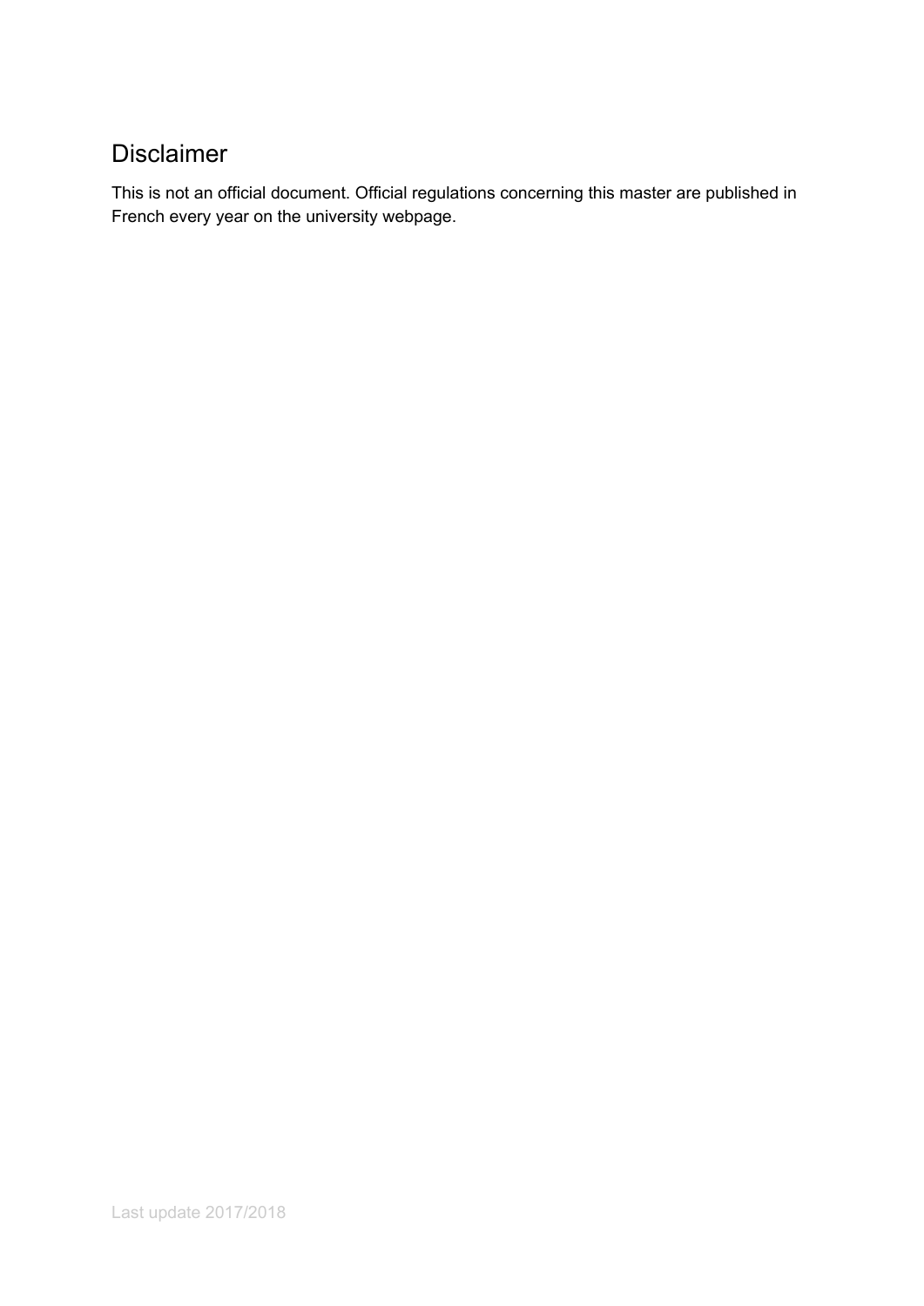## Disclaimer

This is not an official document. Official regulations concerning this master are published in French every year on the university webpage.

Last update 2017/2018